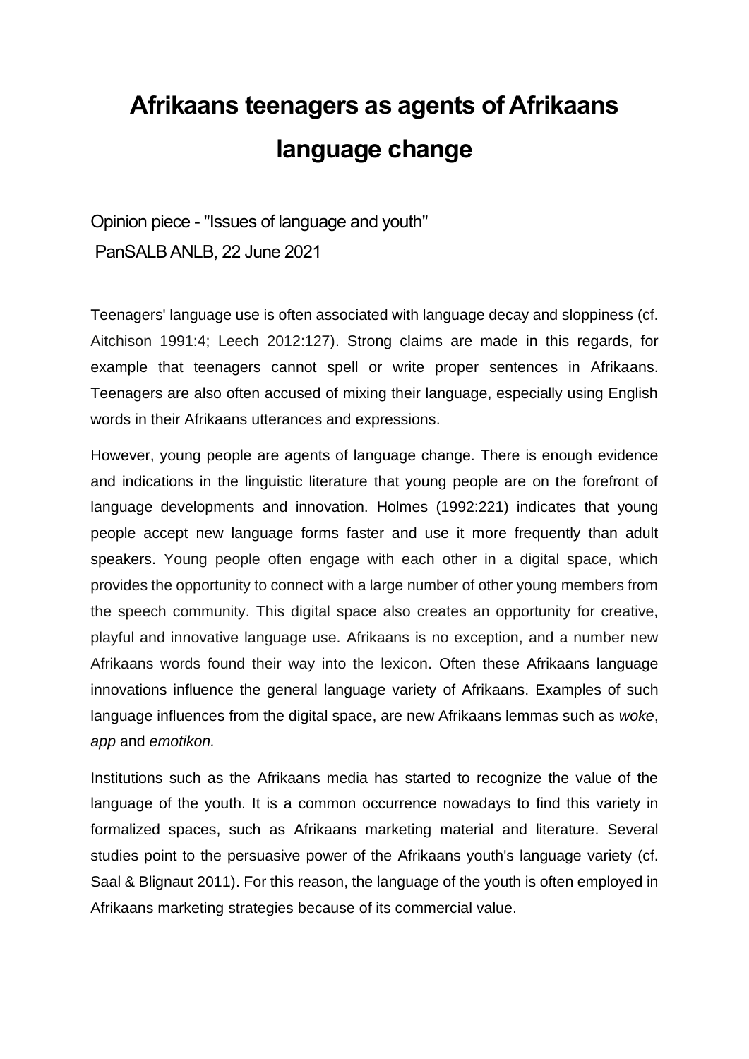# Afrikaans teenagers as agents of Afrikaans language change

Opinion piece - "Issues of language and youth"
PanSALB ANLB, 22 June 2021

Teenagers' language use is often associated with language decay and sloppiness (cf. Aitchison 1991:4; Leech 2012:127). Strong claims are made in this regards, for example that teenagers cannot spell or write proper sentences in Afrikaans. Teenagers are also often accused of mixing their language, especially using English words in their Afrikaans utterances and expressions.

However, young people are agents of language change. There is enough evidence and indications in the linguistic literature that young people are on the forefront of language developments and innovation. Holmes (1992:221) indicates that young people accept new language forms faster and use it more frequently than adult speakers. Young people often engage with each other in a digital space, which provides the opportunity to connect with a large number of other young members from the speech community. This digital space also creates an opportunity for creative, playful and innovative language use. Afrikaans is no exception, and a number new Afrikaans words found their way into the lexicon. Often these Afrikaans language innovations influence the general language variety of Afrikaans. Examples of such language influences from the digital space, are new Afrikaans lemmas such as *woke*, *app* and *emotikon.*

Institutions such as the Afrikaans media has started to recognize the value of the language of the youth. It is a common occurrence nowadays to find this variety in formalized spaces, such as Afrikaans marketing material and literature. Several studies point to the persuasive power of the Afrikaans youth's language variety (cf. Saal & Blignaut 2011). For this reason, the language of the youth is often employed in Afrikaans marketing strategies because of its commercial value.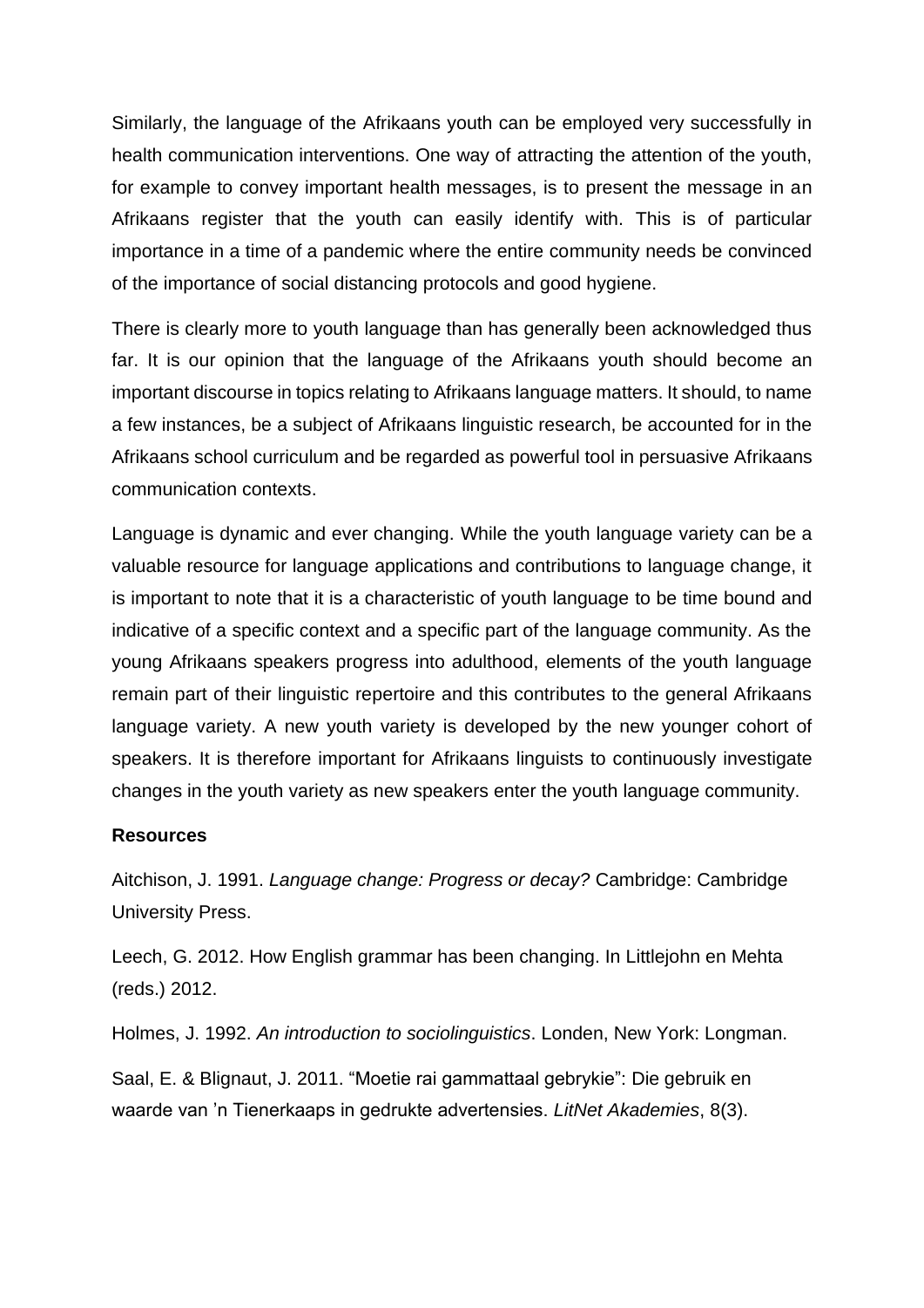Similarly, the language of the Afrikaans youth can be employed very successfully in health communication interventions. One way of attracting the attention of the youth, for example to convey important health messages, is to present the message in an Afrikaans register that the youth can easily identify with. This is of particular importance in a time of a pandemic where the entire community needs be convinced of the importance of social distancing protocols and good hygiene.

There is clearly more to youth language than has generally been acknowledged thus far. It is our opinion that the language of the Afrikaans youth should become an important discourse in topics relating to Afrikaans language matters. It should, to name a few instances, be a subject of Afrikaans linguistic research, be accounted for in the Afrikaans school curriculum and be regarded as powerful tool in persuasive Afrikaans communication contexts.

Language is dynamic and ever changing. While the youth language variety can be a valuable resource for language applications and contributions to language change, it is important to note that it is a characteristic of youth language to be time bound and indicative of a specific context and a specific part of the language community. As the young Afrikaans speakers progress into adulthood, elements of the youth language remain part of their linguistic repertoire and this contributes to the general Afrikaans language variety. A new youth variety is developed by the new younger cohort of speakers. It is therefore important for Afrikaans linguists to continuously investigate changes in the youth variety as new speakers enter the youth language community.

**Resources**

Aitchison, J. 1991. *Language change: Progress or decay?* Cambridge: Cambridge University Press.

Leech, G. 2012. How English grammar has been changing. In Littlejohn en Mehta (reds.) 2012.

Holmes, J. 1992. *An introduction to sociolinguistics*. Londen, New York: Longman.

Saal, E. & Blignaut, J. 2011. "Moetie rai gammattaal gebrykie": Die gebruik en waarde van 'n Tienerkaaps in gedrukte advertensies. *LitNet Akademies*, 8(3).